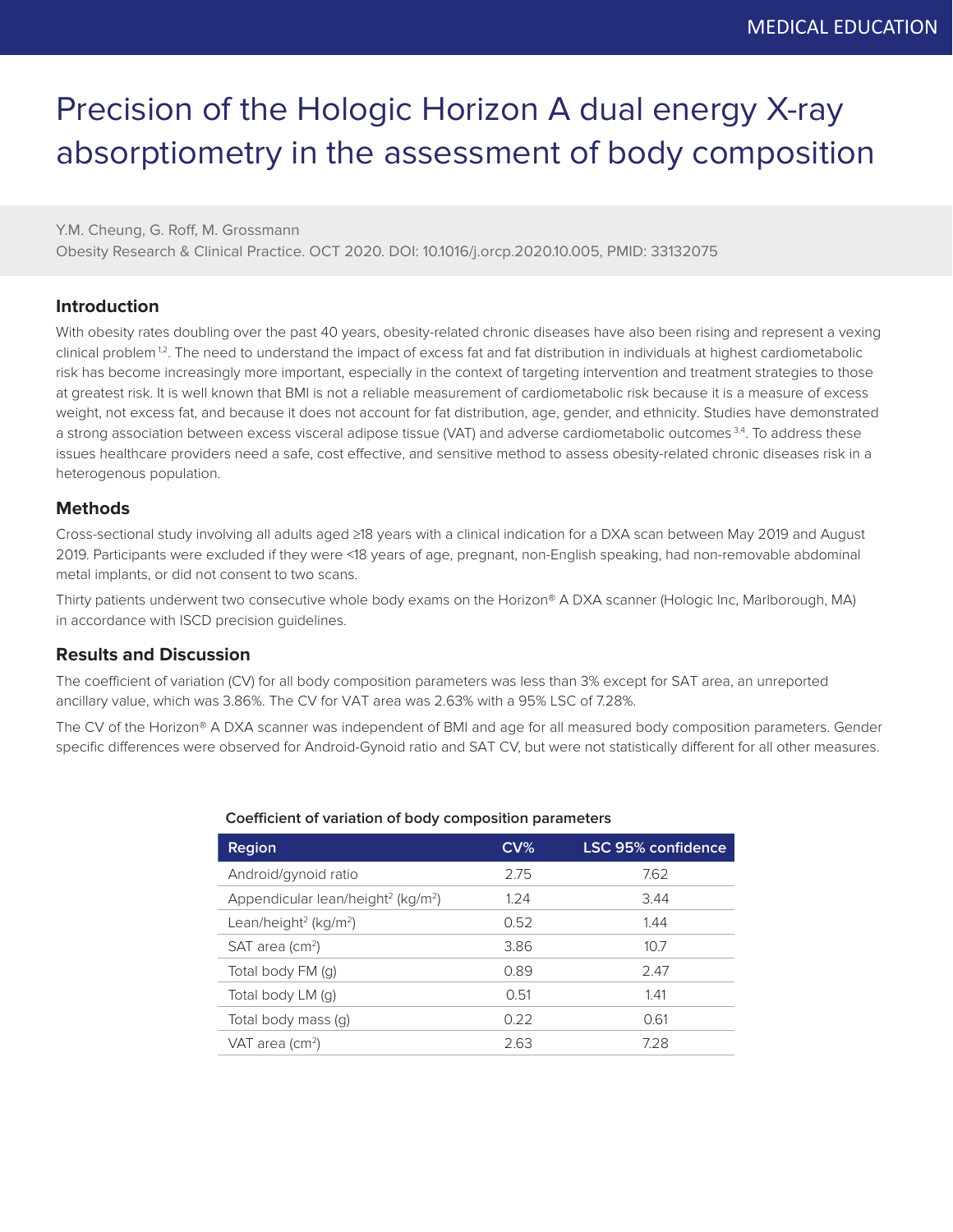# Precision of the Hologic Horizon A dual energy X-ray absorptiometry in the assessment of body composition

Y.M. Cheung, G. Roff, M. Grossmann
Obesity Research & Clinical Practice. OCT 2020. DOI: 10.1016/j.orcp.2020.10.005, PMID: 33132075

### Introduction

With obesity rates doubling over the past 40 years, obesity-related chronic diseases have also been rising and represent a vexing clinical problem [1,2]. The need to understand the impact of excess fat and fat distribution in individuals at highest cardiometabolic risk has become increasingly more important, especially in the context of targeting intervention and treatment strategies to those at greatest risk. It is well known that BMI is not a reliable measurement of cardiometabolic risk because it is a measure of excess weight, not excess fat, and because it does not account for fat distribution, age, gender, and ethnicity. Studies have demonstrated a strong association between excess visceral adipose tissue (VAT) and adverse cardiometabolic outcomes [3,4]. To address these issues healthcare providers need a safe, cost effective, and sensitive method to assess obesity-related chronic diseases risk in a heterogenous population.

### Methods

Cross-sectional study involving all adults aged ≥18 years with a clinical indication for a DXA scan between May 2019 and August 2019. Participants were excluded if they were <18 years of age, pregnant, non-English speaking, had non-removable abdominal metal implants, or did not consent to two scans.

Thirty patients underwent two consecutive whole body exams on the Horizon® A DXA scanner (Hologic Inc, Marlborough, MA) in accordance with ISCD precision guidelines.

### Results and Discussion

The coefficient of variation (CV) for all body composition parameters was less than 3% except for SAT area, an unreported ancillary value, which was 3.86%. The CV for VAT area was 2.63% with a 95% LSC of 7.28%.

The CV of the Horizon® A DXA scanner was independent of BMI and age for all measured body composition parameters. Gender specific differences were observed for Android-Gynoid ratio and SAT CV, but were not statistically different for all other measures.

**Coefficient of variation of body composition parameters**

| Region | CV% | LSC 95% confidence |
|---|---|---|
| Android/gynoid ratio | 2.75 | 7.62 |
| Appendicular lean/height$^2$ (kg/m$^2$) | 1.24 | 3.44 |
| Lean/height$^2$ (kg/m$^2$) | 0.52 | 1.44 |
| SAT area (cm$^2$) | 3.86 | 10.7 |
| Total body FM (g) | 0.89 | 2.47 |
| Total body LM (g) | 0.51 | 1.41 |
| Total body mass (g) | 0.22 | 0.61 |
| VAT area (cm$^2$) | 2.63 | 7.28 |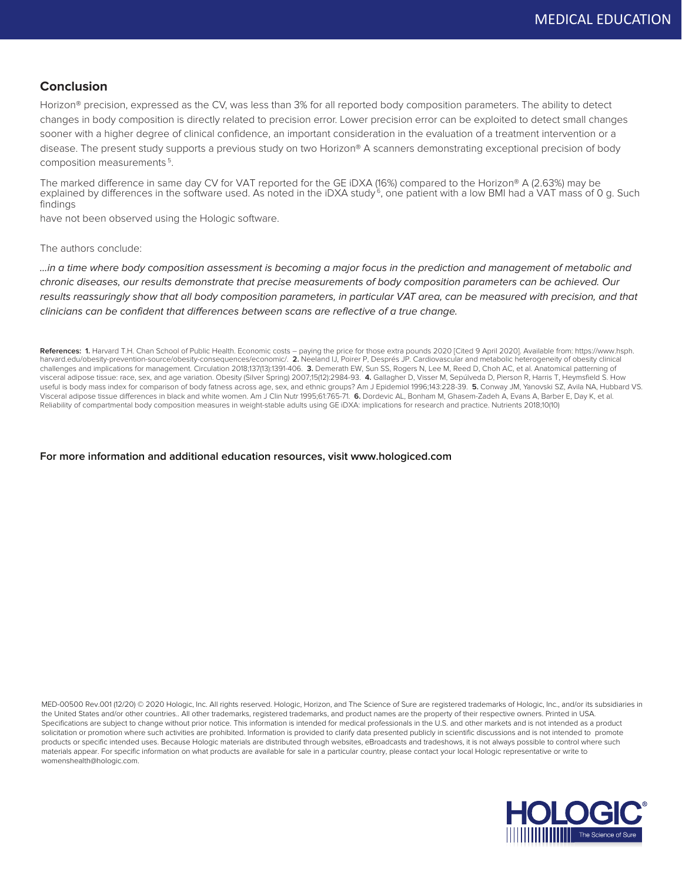## Conclusion

Horizon® precision, expressed as the CV, was less than 3% for all reported body composition parameters. The ability to detect changes in body composition is directly related to precision error. Lower precision error can be exploited to detect small changes sooner with a higher degree of clinical confidence, an important consideration in the evaluation of a treatment intervention or a disease. The present study supports a previous study on two Horizon® A scanners demonstrating exceptional precision of body composition measurements[5].

The marked difference in same day CV for VAT reported for the GE iDXA (16%) compared to the Horizon® A (2.63%) may be explained by differences in the software used. As noted in the iDXA study[6], one patient with a low BMI had a VAT mass of 0 g. Such findings have not been observed using the Hologic software.

The authors conclude:

*...in a time where body composition assessment is becoming a major focus in the prediction and management of metabolic and chronic diseases, our results demonstrate that precise measurements of body composition parameters can be achieved. Our results reassuringly show that all body composition parameters, in particular VAT area, can be measured with precision, and that clinicians can be confident that differences between scans are reflective of a true change.*

**References:** **1.** Harvard T.H. Chan School of Public Health. Economic costs – paying the price for those extra pounds 2020 [Cited 9 April 2020]. Available from: https://www.hsph.harvard.edu/obesity-prevention-source/obesity-consequences/economic/. **2.** Neeland IJ, Poirer P, Després JP. Cardiovascular and metabolic heterogeneity of obesity clinical challenges and implications for management. Circulation 2018;137(13):1391-406. **3.** Demerath EW, Sun SS, Rogers N, Lee M, Reed D, Choh AC, et al. Anatomical patterning of visceral adipose tissue: race, sex, and age variation. Obesity (Silver Spring) 2007;15(12):2984-93. **4.** Gallagher D, Visser M, Sepúlveda D, Pierson R, Harris T, Heymsfield S. How useful is body mass index for comparison of body fatness across age, sex, and ethnic groups? Am J Epidemiol 1996;143:228-39. **5.** Conway JM, Yanovski SZ, Avila NA, Hubbard VS. Visceral adipose tissue differences in black and white women. Am J Clin Nutr 1995;61:765-71. **6.** Dordevic AL, Bonham M, Ghasem-Zadeh A, Evans A, Barber E, Day K, et al. Reliability of compartmental body composition measures in weight-stable adults using GE iDXA: implications for research and practice. Nutrients 2018;10(10)

**For more information and additional education resources, visit www.hologiced.com**

MED-00500 Rev.001 (12/20) © 2020 Hologic, Inc. All rights reserved. Hologic, Horizon, and The Science of Sure are registered trademarks of Hologic, Inc., and/or its subsidiaries in the United States and/or other countries.. All other trademarks, registered trademarks, and product names are the property of their respective owners. Printed in USA. Specifications are subject to change without prior notice. This information is intended for medical professionals in the U.S. and other markets and is not intended as a product solicitation or promotion where such activities are prohibited. Information is provided to clarify data presented publicly in scientific discussions and is not intended to promote products or specific intended uses. Because Hologic materials are distributed through websites, eBroadcasts and tradeshows, it is not always possible to control where such materials appear. For specific information on what products are available for sale in a particular country, please contact your local Hologic representative or write to womenshealth@hologic.com.